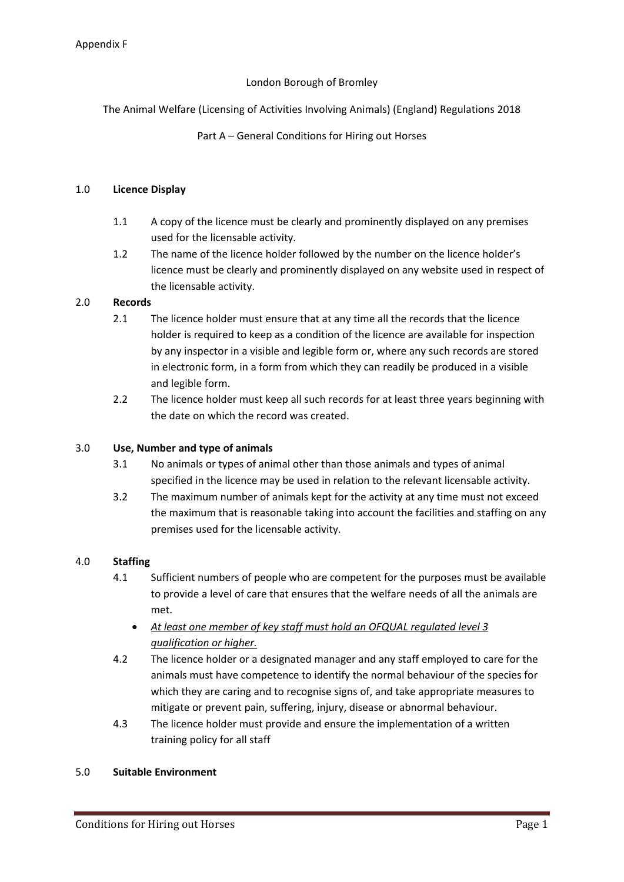Appendix F

London Borough of Bromley

The Animal Welfare (Licensing of Activities Involving Animals) (England) Regulations 2018

Part A – General Conditions for Hiring out Horses

## 1.0 **Licence Display**

1.1 A copy of the licence must be clearly and prominently displayed on any premises used for the licensable activity.

1.2 The name of the licence holder followed by the number on the licence holder's licence must be clearly and prominently displayed on any website used in respect of the licensable activity.

## 2.0 **Records**

2.1 The licence holder must ensure that at any time all the records that the licence holder is required to keep as a condition of the licence are available for inspection by any inspector in a visible and legible form or, where any such records are stored in electronic form, in a form from which they can readily be produced in a visible and legible form.

2.2 The licence holder must keep all such records for at least three years beginning with the date on which the record was created.

## 3.0 **Use, Number and type of animals**

3.1 No animals or types of animal other than those animals and types of animal specified in the licence may be used in relation to the relevant licensable activity.

3.2 The maximum number of animals kept for the activity at any time must not exceed the maximum that is reasonable taking into account the facilities and staffing on any premises used for the licensable activity.

## 4.0 **Staffing**

4.1 Sufficient numbers of people who are competent for the purposes must be available to provide a level of care that ensures that the welfare needs of all the animals are met.

- <u>*At least one member of key staff must hold an OFQUAL regulated level 3 qualification or higher.*</u>

4.2 The licence holder or a designated manager and any staff employed to care for the animals must have competence to identify the normal behaviour of the species for which they are caring and to recognise signs of, and take appropriate measures to mitigate or prevent pain, suffering, injury, disease or abnormal behaviour.

4.3 The licence holder must provide and ensure the implementation of a written training policy for all staff

## 5.0 **Suitable Environment**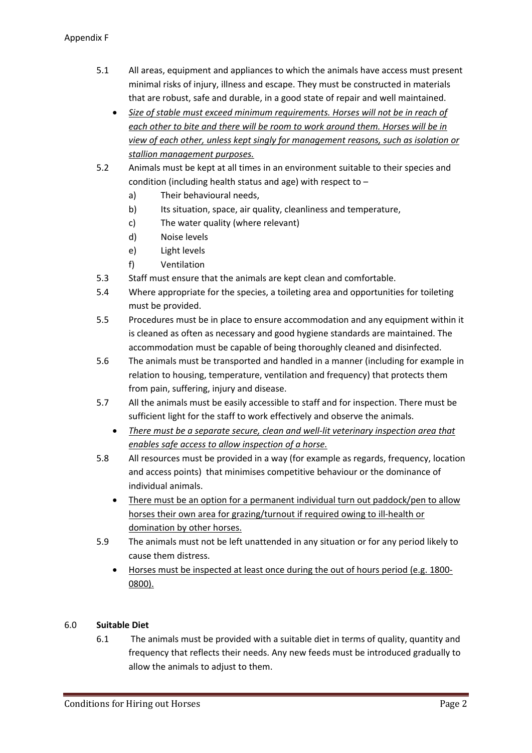5.1 All areas, equipment and appliances to which the animals have access must present minimal risks of injury, illness and escape. They must be constructed in materials that are robust, safe and durable, in a good state of repair and well maintained.

- <u>*Size of stable must exceed minimum requirements. Horses will not be in reach of each other to bite and there will be room to work around them. Horses will be in view of each other, unless kept singly for management reasons, such as isolation or stallion management purposes.*</u>

5.2 Animals must be kept at all times in an environment suitable to their species and condition (including health status and age) with respect to –

a) Their behavioural needs,

b) Its situation, space, air quality, cleanliness and temperature,

c) The water quality (where relevant)

d) Noise levels

e) Light levels

f) Ventilation

5.3 Staff must ensure that the animals are kept clean and comfortable.

5.4 Where appropriate for the species, a toileting area and opportunities for toileting must be provided.

5.5 Procedures must be in place to ensure accommodation and any equipment within it is cleaned as often as necessary and good hygiene standards are maintained. The accommodation must be capable of being thoroughly cleaned and disinfected.

5.6 The animals must be transported and handled in a manner (including for example in relation to housing, temperature, ventilation and frequency) that protects them from pain, suffering, injury and disease.

5.7 All the animals must be easily accessible to staff and for inspection. There must be sufficient light for the staff to work effectively and observe the animals.

- <u>*There must be a separate secure, clean and well-lit veterinary inspection area that enables safe access to allow inspection of a horse.*</u>

5.8 All resources must be provided in a way (for example as regards, frequency, location and access points) that minimises competitive behaviour or the dominance of individual animals.

- <u>There must be an option for a permanent individual turn out paddock/pen to allow horses their own area for grazing/turnout if required owing to ill-health or domination by other horses.</u>

5.9 The animals must not be left unattended in any situation or for any period likely to cause them distress.

- <u>Horses must be inspected at least once during the out of hours period (e.g. 1800-0800).</u>

## 6.0 **Suitable Diet**

6.1 The animals must be provided with a suitable diet in terms of quality, quantity and frequency that reflects their needs. Any new feeds must be introduced gradually to allow the animals to adjust to them.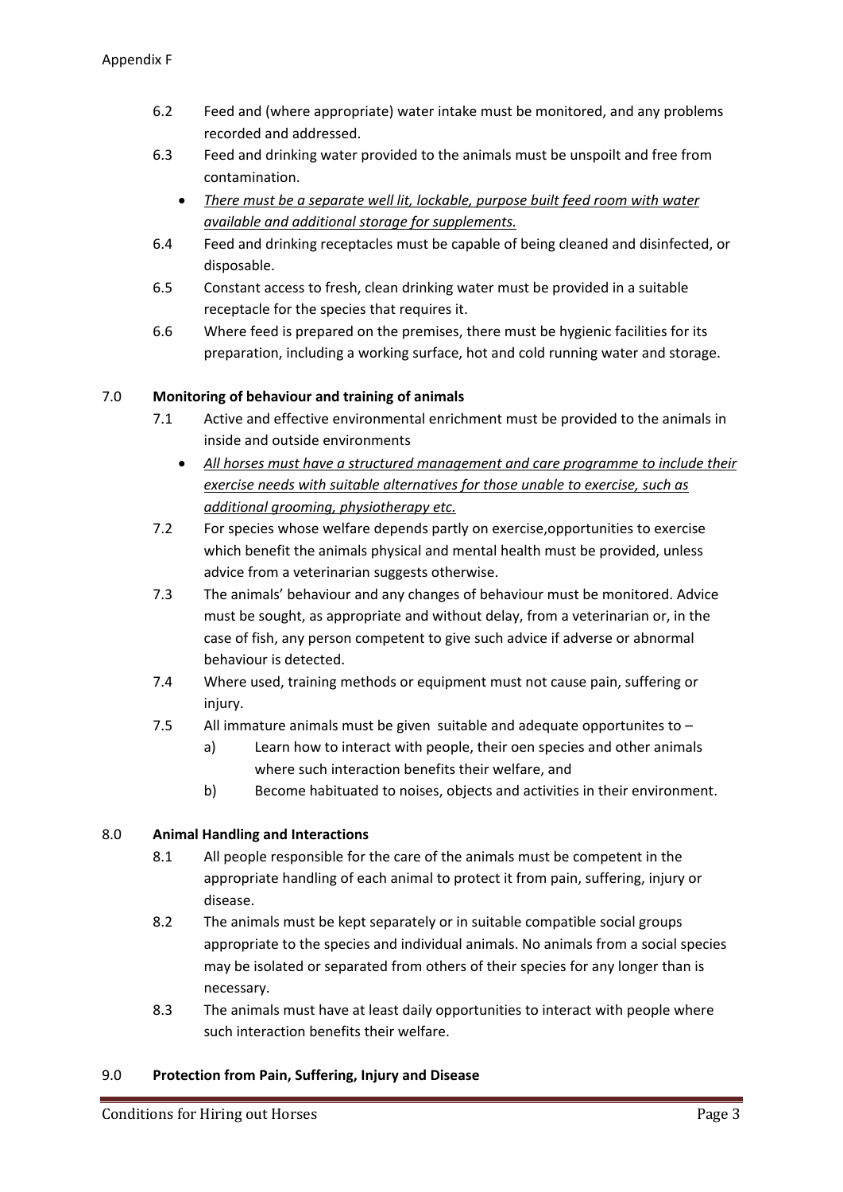6.2 Feed and (where appropriate) water intake must be monitored, and any problems recorded and addressed.

6.3 Feed and drinking water provided to the animals must be unspoilt and free from contamination.

- <u>*There must be a separate well lit, lockable, purpose built feed room with water available and additional storage for supplements.*</u>

6.4 Feed and drinking receptacles must be capable of being cleaned and disinfected, or disposable.

6.5 Constant access to fresh, clean drinking water must be provided in a suitable receptacle for the species that requires it.

6.6 Where feed is prepared on the premises, there must be hygienic facilities for its preparation, including a working surface, hot and cold running water and storage.

## 7.0 Monitoring of behaviour and training of animals

7.1 Active and effective environmental enrichment must be provided to the animals in inside and outside environments

- <u>*All horses must have a structured management and care programme to include their exercise needs with suitable alternatives for those unable to exercise, such as additional grooming, physiotherapy etc.*</u>

7.2 For species whose welfare depends partly on exercise,opportunities to exercise which benefit the animals physical and mental health must be provided, unless advice from a veterinarian suggests otherwise.

7.3 The animals' behaviour and any changes of behaviour must be monitored. Advice must be sought, as appropriate and without delay, from a veterinarian or, in the case of fish, any person competent to give such advice if adverse or abnormal behaviour is detected.

7.4 Where used, training methods or equipment must not cause pain, suffering or injury.

7.5 All immature animals must be given suitable and adequate opportunites to –

a) Learn how to interact with people, their oen species and other animals where such interaction benefits their welfare, and

b) Become habituated to noises, objects and activities in their environment.

## 8.0 Animal Handling and Interactions

8.1 All people responsible for the care of the animals must be competent in the appropriate handling of each animal to protect it from pain, suffering, injury or disease.

8.2 The animals must be kept separately or in suitable compatible social groups appropriate to the species and individual animals. No animals from a social species may be isolated or separated from others of their species for any longer than is necessary.

8.3 The animals must have at least daily opportunities to interact with people where such interaction benefits their welfare.

## 9.0 Protection from Pain, Suffering, Injury and Disease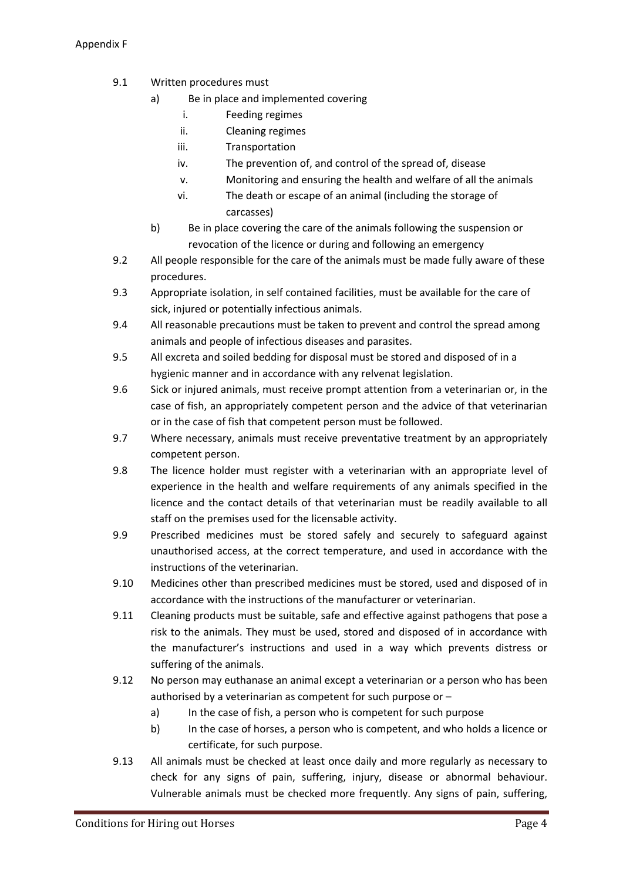9.1 Written procedures must

a) Be in place and implemented covering

i. Feeding regimes

ii. Cleaning regimes

iii. Transportation

iv. The prevention of, and control of the spread of, disease

v. Monitoring and ensuring the health and welfare of all the animals

vi. The death or escape of an animal (including the storage of carcasses)

b) Be in place covering the care of the animals following the suspension or revocation of the licence or during and following an emergency

9.2 All people responsible for the care of the animals must be made fully aware of these procedures.

9.3 Appropriate isolation, in self contained facilities, must be available for the care of sick, injured or potentially infectious animals.

9.4 All reasonable precautions must be taken to prevent and control the spread among animals and people of infectious diseases and parasites.

9.5 All excreta and soiled bedding for disposal must be stored and disposed of in a hygienic manner and in accordance with any relvenat legislation.

9.6 Sick or injured animals, must receive prompt attention from a veterinarian or, in the case of fish, an appropriately competent person and the advice of that veterinarian or in the case of fish that competent person must be followed.

9.7 Where necessary, animals must receive preventative treatment by an appropriately competent person.

9.8 The licence holder must register with a veterinarian with an appropriate level of experience in the health and welfare requirements of any animals specified in the licence and the contact details of that veterinarian must be readily available to all staff on the premises used for the licensable activity.

9.9 Prescribed medicines must be stored safely and securely to safeguard against unauthorised access, at the correct temperature, and used in accordance with the instructions of the veterinarian.

9.10 Medicines other than prescribed medicines must be stored, used and disposed of in accordance with the instructions of the manufacturer or veterinarian.

9.11 Cleaning products must be suitable, safe and effective against pathogens that pose a risk to the animals. They must be used, stored and disposed of in accordance with the manufacturer's instructions and used in a way which prevents distress or suffering of the animals.

9.12 No person may euthanase an animal except a veterinarian or a person who has been authorised by a veterinarian as competent for such purpose or –

a) In the case of fish, a person who is competent for such purpose

b) In the case of horses, a person who is competent, and who holds a licence or certificate, for such purpose.

9.13 All animals must be checked at least once daily and more regularly as necessary to check for any signs of pain, suffering, injury, disease or abnormal behaviour. Vulnerable animals must be checked more frequently. Any signs of pain, suffering,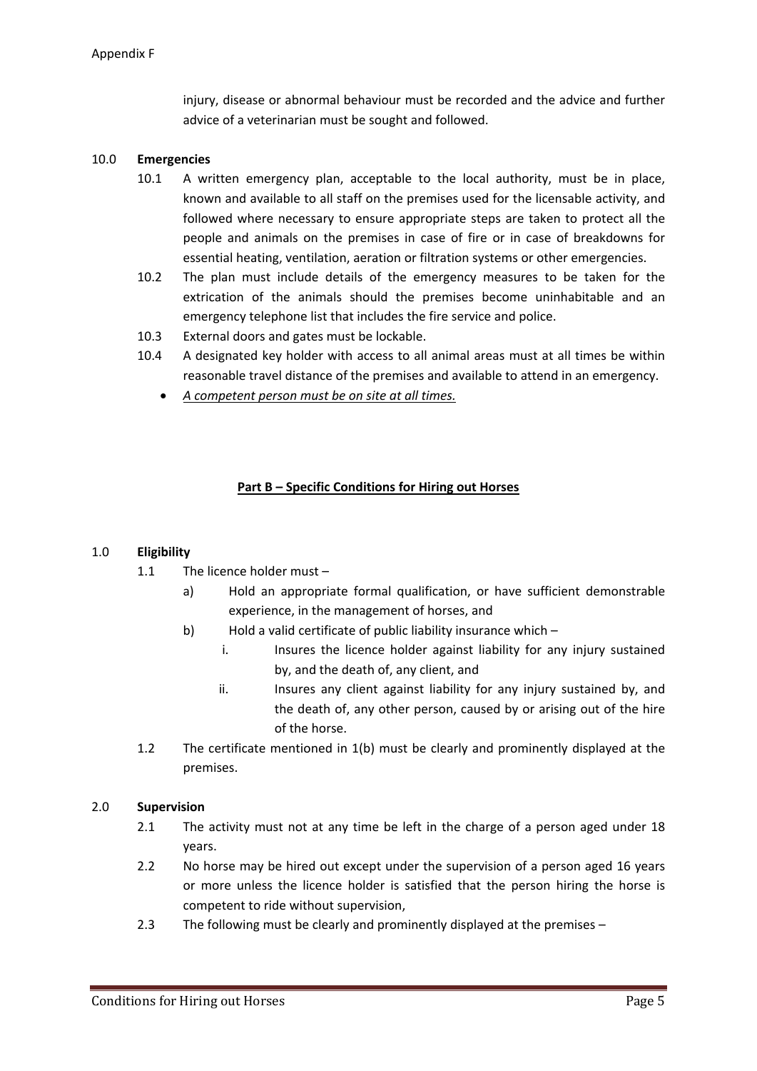injury, disease or abnormal behaviour must be recorded and the advice and further advice of a veterinarian must be sought and followed.

10.0 **Emergencies**

10.1 A written emergency plan, acceptable to the local authority, must be in place, known and available to all staff on the premises used for the licensable activity, and followed where necessary to ensure appropriate steps are taken to protect all the people and animals on the premises in case of fire or in case of breakdowns for essential heating, ventilation, aeration or filtration systems or other emergencies.

10.2 The plan must include details of the emergency measures to be taken for the extrication of the animals should the premises become uninhabitable and an emergency telephone list that includes the fire service and police.

10.3 External doors and gates must be lockable.

10.4 A designated key holder with access to all animal areas must at all times be within reasonable travel distance of the premises and available to attend in an emergency.

- *<u>A competent person must be on site at all times.</u>*

## <u>Part B – Specific Conditions for Hiring out Horses</u>

1.0 **Eligibility**

1.1 The licence holder must –

a) Hold an appropriate formal qualification, or have sufficient demonstrable experience, in the management of horses, and

b) Hold a valid certificate of public liability insurance which –

i. Insures the licence holder against liability for any injury sustained by, and the death of, any client, and

ii. Insures any client against liability for any injury sustained by, and the death of, any other person, caused by or arising out of the hire of the horse.

1.2 The certificate mentioned in 1(b) must be clearly and prominently displayed at the premises.

2.0 **Supervision**

2.1 The activity must not at any time be left in the charge of a person aged under 18 years.

2.2 No horse may be hired out except under the supervision of a person aged 16 years or more unless the licence holder is satisfied that the person hiring the horse is competent to ride without supervision,

2.3 The following must be clearly and prominently displayed at the premises –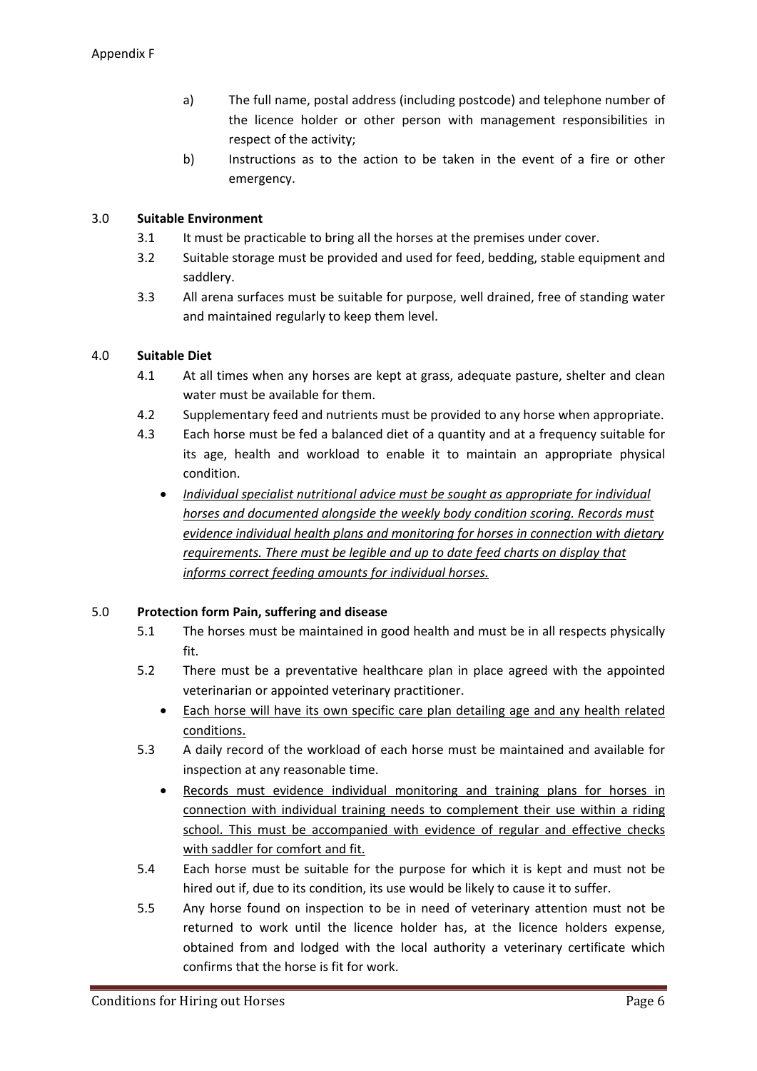a) The full name, postal address (including postcode) and telephone number of the licence holder or other person with management responsibilities in respect of the activity;

b) Instructions as to the action to be taken in the event of a fire or other emergency.

## 3.0 Suitable Environment

3.1 It must be practicable to bring all the horses at the premises under cover.

3.2 Suitable storage must be provided and used for feed, bedding, stable equipment and saddlery.

3.3 All arena surfaces must be suitable for purpose, well drained, free of standing water and maintained regularly to keep them level.

## 4.0 Suitable Diet

4.1 At all times when any horses are kept at grass, adequate pasture, shelter and clean water must be available for them.

4.2 Supplementary feed and nutrients must be provided to any horse when appropriate.

4.3 Each horse must be fed a balanced diet of a quantity and at a frequency suitable for its age, health and workload to enable it to maintain an appropriate physical condition.

- <u>*Individual specialist nutritional advice must be sought as appropriate for individual horses and documented alongside the weekly body condition scoring. Records must evidence individual health plans and monitoring for horses in connection with dietary requirements. There must be legible and up to date feed charts on display that informs correct feeding amounts for individual horses.*</u>

## 5.0 Protection form Pain, suffering and disease

5.1 The horses must be maintained in good health and must be in all respects physically fit.

5.2 There must be a preventative healthcare plan in place agreed with the appointed veterinarian or appointed veterinary practitioner.

- <u>Each horse will have its own specific care plan detailing age and any health related conditions.</u>

5.3 A daily record of the workload of each horse must be maintained and available for inspection at any reasonable time.

- <u>Records must evidence individual monitoring and training plans for horses in connection with individual training needs to complement their use within a riding school. This must be accompanied with evidence of regular and effective checks with saddler for comfort and fit.</u>

5.4 Each horse must be suitable for the purpose for which it is kept and must not be hired out if, due to its condition, its use would be likely to cause it to suffer.

5.5 Any horse found on inspection to be in need of veterinary attention must not be returned to work until the licence holder has, at the licence holders expense, obtained from and lodged with the local authority a veterinary certificate which confirms that the horse is fit for work.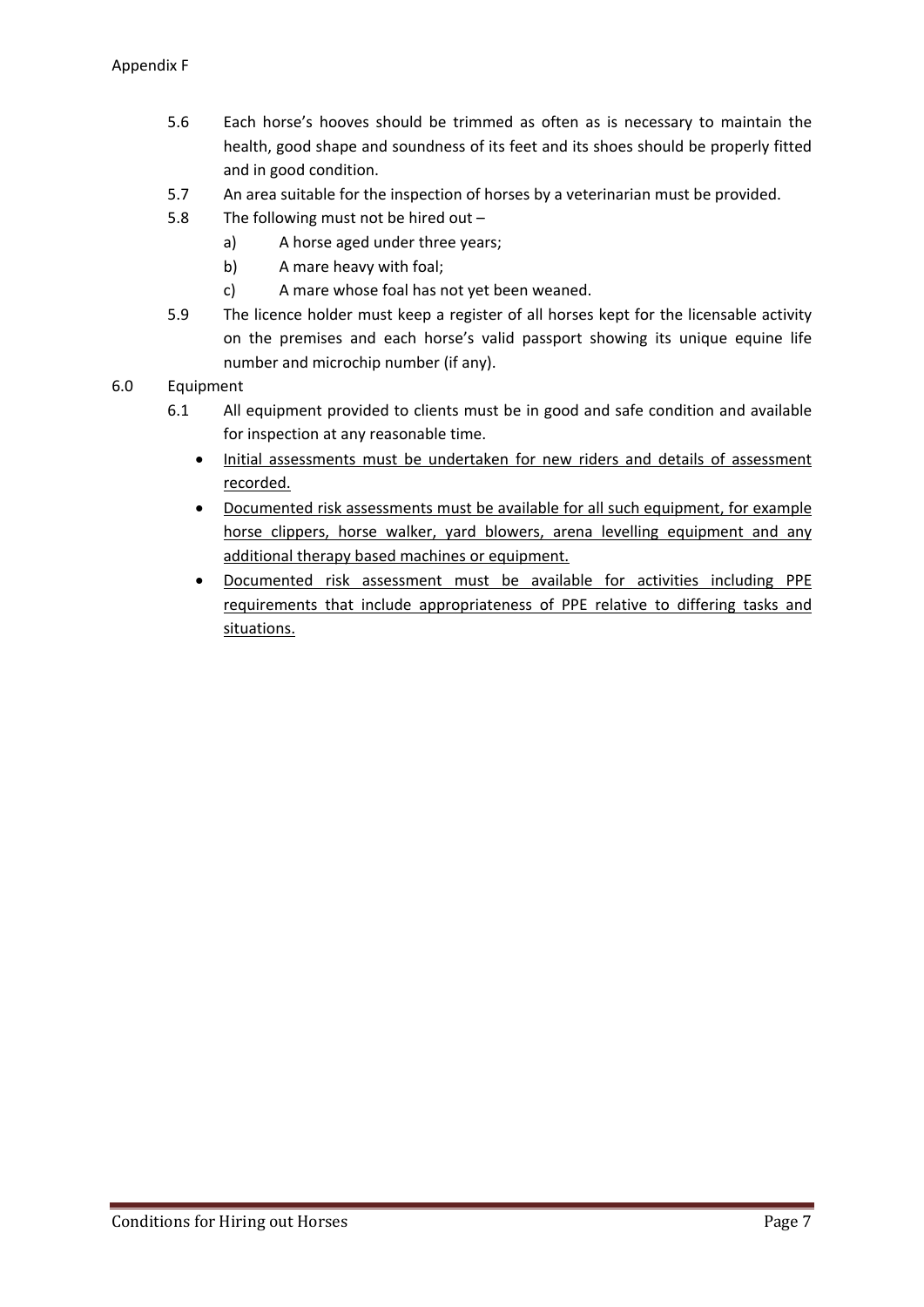5.6 Each horse's hooves should be trimmed as often as is necessary to maintain the health, good shape and soundness of its feet and its shoes should be properly fitted and in good condition.

5.7 An area suitable for the inspection of horses by a veterinarian must be provided.

5.8 The following must not be hired out –

   a) A horse aged under three years;

   b) A mare heavy with foal;

   c) A mare whose foal has not yet been weaned.

5.9 The licence holder must keep a register of all horses kept for the licensable activity on the premises and each horse's valid passport showing its unique equine life number and microchip number (if any).

6.0 Equipment

6.1 All equipment provided to clients must be in good and safe condition and available for inspection at any reasonable time.

- <u>Initial assessments must be undertaken for new riders and details of assessment recorded.</u>
- <u>Documented risk assessments must be available for all such equipment, for example horse clippers, horse walker, yard blowers, arena levelling equipment and any additional therapy based machines or equipment.</u>
- <u>Documented risk assessment must be available for activities including PPE requirements that include appropriateness of PPE relative to differing tasks and situations.</u>